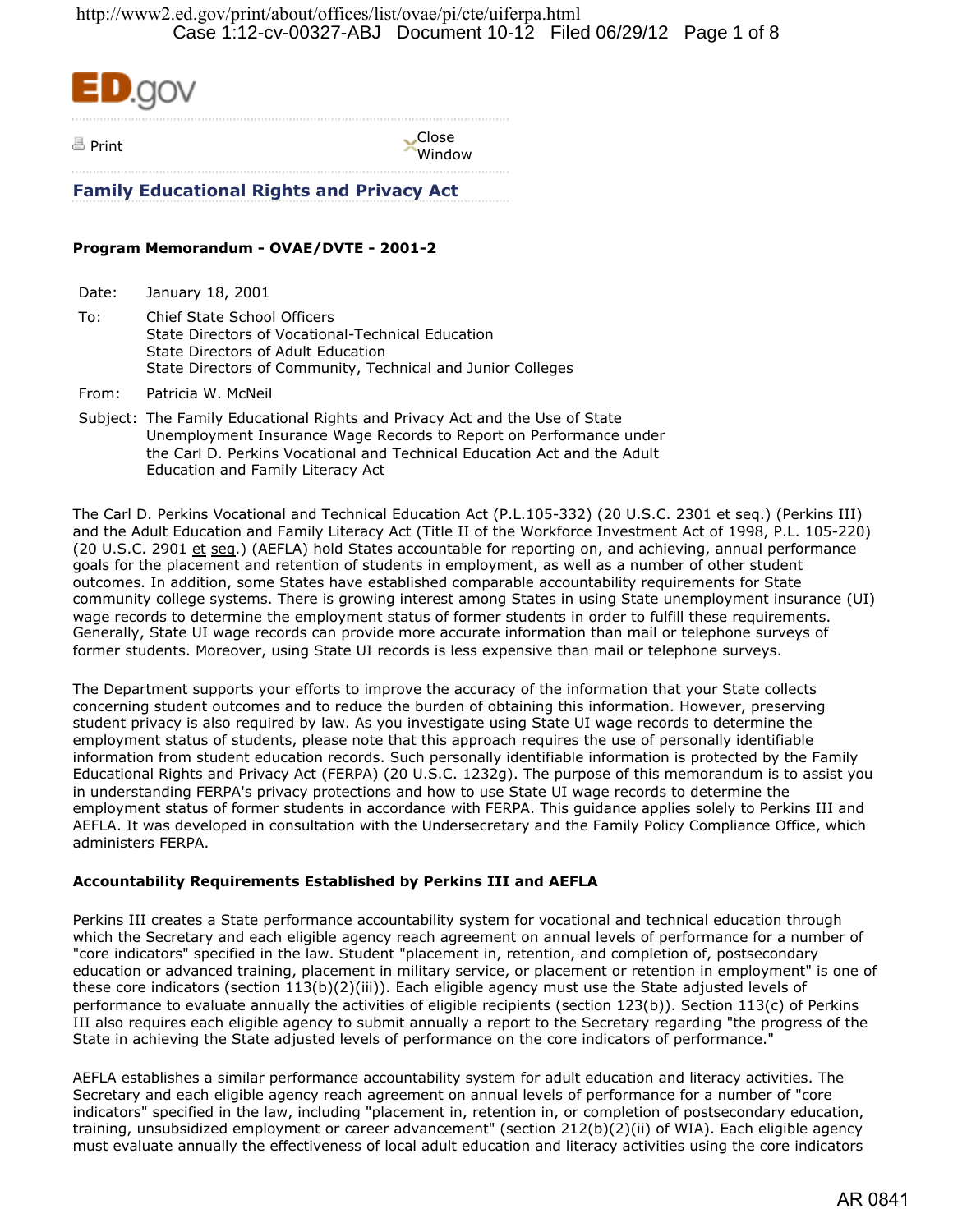**Family Educational Rights and Privacy Act**

**Program Memorandum - OVAE/DVTE - 2001-2**

| | |
|---|---|
| Date: | January 18, 2001 |
| To: | Chief State School Officers<br>State Directors of Vocational-Technical Education<br>State Directors of Adult Education<br>State Directors of Community, Technical and Junior Colleges |
| From: | Patricia W. McNeil |
| Subject: | The Family Educational Rights and Privacy Act and the Use of State Unemployment Insurance Wage Records to Report on Performance under the Carl D. Perkins Vocational and Technical Education Act and the Adult Education and Family Literacy Act |

The Carl D. Perkins Vocational and Technical Education Act (P.L.105-332) (20 U.S.C. 2301 et seq.) (Perkins III) and the Adult Education and Family Literacy Act (Title II of the Workforce Investment Act of 1998, P.L. 105-220) (20 U.S.C. 2901 et seq.) (AEFLA) hold States accountable for reporting on, and achieving, annual performance goals for the placement and retention of students in employment, as well as a number of other student outcomes. In addition, some States have established comparable accountability requirements for State community college systems. There is growing interest among States in using State unemployment insurance (UI) wage records to determine the employment status of former students in order to fulfill these requirements. Generally, State UI wage records can provide more accurate information than mail or telephone surveys of former students. Moreover, using State UI records is less expensive than mail or telephone surveys.

The Department supports your efforts to improve the accuracy of the information that your State collects concerning student outcomes and to reduce the burden of obtaining this information. However, preserving student privacy is also required by law. As you investigate using State UI wage records to determine the employment status of students, please note that this approach requires the use of personally identifiable information from student education records. Such personally identifiable information is protected by the Family Educational Rights and Privacy Act (FERPA) (20 U.S.C. 1232g). The purpose of this memorandum is to assist you in understanding FERPA's privacy protections and how to use State UI wage records to determine the employment status of former students in accordance with FERPA. This guidance applies solely to Perkins III and AEFLA. It was developed in consultation with the Undersecretary and the Family Policy Compliance Office, which administers FERPA.

**Accountability Requirements Established by Perkins III and AEFLA**

Perkins III creates a State performance accountability system for vocational and technical education through which the Secretary and each eligible agency reach agreement on annual levels of performance for a number of "core indicators" specified in the law. Student "placement in, retention, and completion of, postsecondary education or advanced training, placement in military service, or placement or retention in employment" is one of these core indicators (section 113(b)(2)(iii)). Each eligible agency must use the State adjusted levels of performance to evaluate annually the activities of eligible recipients (section 123(b)). Section 113(c) of Perkins III also requires each eligible agency to submit annually a report to the Secretary regarding "the progress of the State in achieving the State adjusted levels of performance on the core indicators of performance."

AEFLA establishes a similar performance accountability system for adult education and literacy activities. The Secretary and each eligible agency reach agreement on annual levels of performance for a number of "core indicators" specified in the law, including "placement in, retention in, or completion of postsecondary education, training, unsubsidized employment or career advancement" (section 212(b)(2)(ii) of WIA). Each eligible agency must evaluate annually the effectiveness of local adult education and literacy activities using the core indicators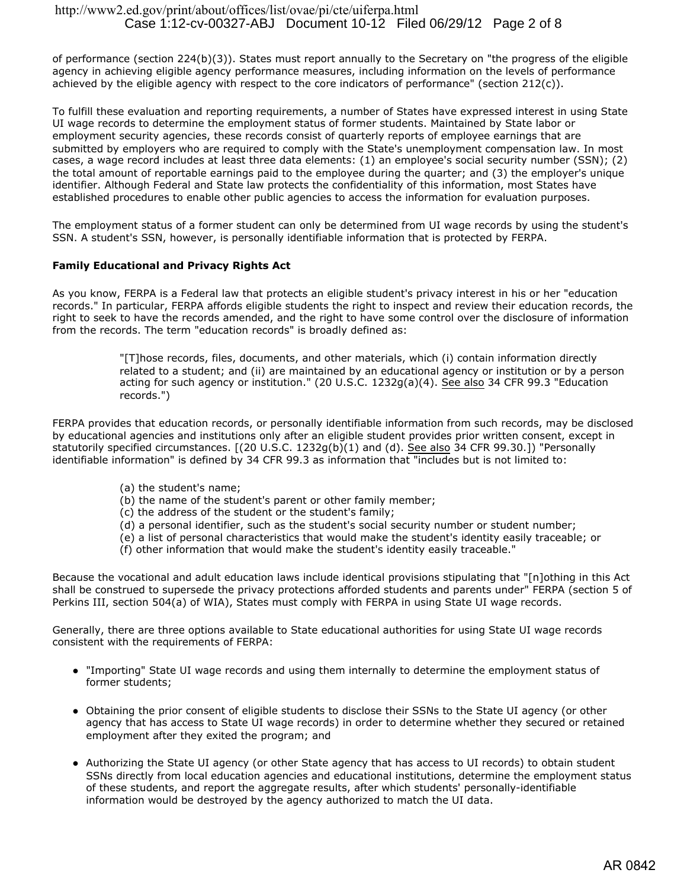of performance (section 224(b)(3)). States must report annually to the Secretary on "the progress of the eligible agency in achieving eligible agency performance measures, including information on the levels of performance achieved by the eligible agency with respect to the core indicators of performance" (section 212(c)).

To fulfill these evaluation and reporting requirements, a number of States have expressed interest in using State UI wage records to determine the employment status of former students. Maintained by State labor or employment security agencies, these records consist of quarterly reports of employee earnings that are submitted by employers who are required to comply with the State's unemployment compensation law. In most cases, a wage record includes at least three data elements: (1) an employee's social security number (SSN); (2) the total amount of reportable earnings paid to the employee during the quarter; and (3) the employer's unique identifier. Although Federal and State law protects the confidentiality of this information, most States have established procedures to enable other public agencies to access the information for evaluation purposes.

The employment status of a former student can only be determined from UI wage records by using the student's SSN. A student's SSN, however, is personally identifiable information that is protected by FERPA.

**Family Educational and Privacy Rights Act**

As you know, FERPA is a Federal law that protects an eligible student's privacy interest in his or her "education records." In particular, FERPA affords eligible students the right to inspect and review their education records, the right to seek to have the records amended, and the right to have some control over the disclosure of information from the records. The term "education records" is broadly defined as:

> "[T]hose records, files, documents, and other materials, which (i) contain information directly related to a student; and (ii) are maintained by an educational agency or institution or by a person acting for such agency or institution." (20 U.S.C. 1232g(a)(4). See also 34 CFR 99.3 "Education records.")

FERPA provides that education records, or personally identifiable information from such records, may be disclosed by educational agencies and institutions only after an eligible student provides prior written consent, except in statutorily specified circumstances. [(20 U.S.C. 1232g(b)(1) and (d). See also 34 CFR 99.30.]) "Personally identifiable information" is defined by 34 CFR 99.3 as information that "includes but is not limited to:

> (a) the student's name;
> (b) the name of the student's parent or other family member;
> (c) the address of the student or the student's family;
> (d) a personal identifier, such as the student's social security number or student number;
> (e) a list of personal characteristics that would make the student's identity easily traceable; or
> (f) other information that would make the student's identity easily traceable."

Because the vocational and adult education laws include identical provisions stipulating that "[n]othing in this Act shall be construed to supersede the privacy protections afforded students and parents under" FERPA (section 5 of Perkins III, section 504(a) of WIA), States must comply with FERPA in using State UI wage records.

Generally, there are three options available to State educational authorities for using State UI wage records consistent with the requirements of FERPA:

- "Importing" State UI wage records and using them internally to determine the employment status of former students;
- Obtaining the prior consent of eligible students to disclose their SSNs to the State UI agency (or other agency that has access to State UI wage records) in order to determine whether they secured or retained employment after they exited the program; and
- Authorizing the State UI agency (or other State agency that has access to UI records) to obtain student SSNs directly from local education agencies and educational institutions, determine the employment status of these students, and report the aggregate results, after which students' personally-identifiable information would be destroyed by the agency authorized to match the UI data.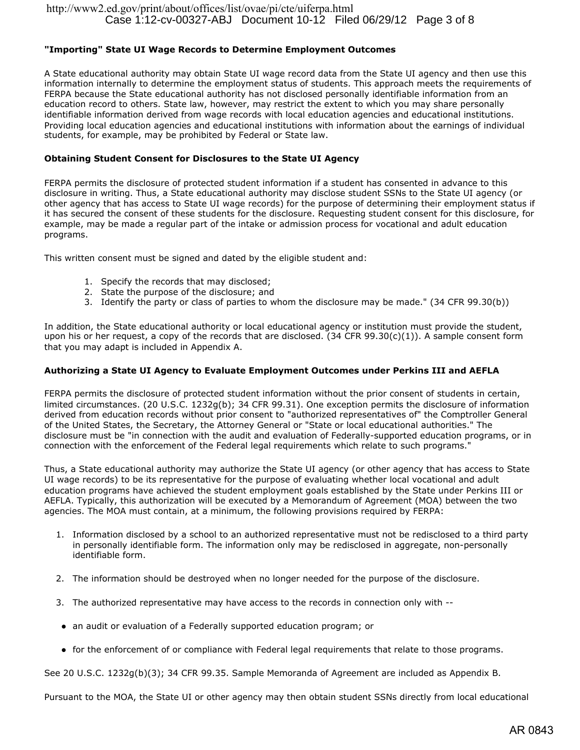### "Importing" State UI Wage Records to Determine Employment Outcomes

A State educational authority may obtain State UI wage record data from the State UI agency and then use this information internally to determine the employment status of students. This approach meets the requirements of FERPA because the State educational authority has not disclosed personally identifiable information from an education record to others. State law, however, may restrict the extent to which you may share personally identifiable information derived from wage records with local education agencies and educational institutions. Providing local education agencies and educational institutions with information about the earnings of individual students, for example, may be prohibited by Federal or State law.

### Obtaining Student Consent for Disclosures to the State UI Agency

FERPA permits the disclosure of protected student information if a student has consented in advance to this disclosure in writing. Thus, a State educational authority may disclose student SSNs to the State UI agency (or other agency that has access to State UI wage records) for the purpose of determining their employment status if it has secured the consent of these students for the disclosure. Requesting student consent for this disclosure, for example, may be made a regular part of the intake or admission process for vocational and adult education programs.

This written consent must be signed and dated by the eligible student and:

1. Specify the records that may disclosed;
2. State the purpose of the disclosure; and
3. Identify the party or class of parties to whom the disclosure may be made." (34 CFR 99.30(b))

In addition, the State educational authority or local educational agency or institution must provide the student, upon his or her request, a copy of the records that are disclosed. (34 CFR 99.30(c)(1)). A sample consent form that you may adapt is included in Appendix A.

### Authorizing a State UI Agency to Evaluate Employment Outcomes under Perkins III and AEFLA

FERPA permits the disclosure of protected student information without the prior consent of students in certain, limited circumstances. (20 U.S.C. 1232g(b); 34 CFR 99.31). One exception permits the disclosure of information derived from education records without prior consent to "authorized representatives of" the Comptroller General of the United States, the Secretary, the Attorney General or "State or local educational authorities." The disclosure must be "in connection with the audit and evaluation of Federally-supported education programs, or in connection with the enforcement of the Federal legal requirements which relate to such programs."

Thus, a State educational authority may authorize the State UI agency (or other agency that has access to State UI wage records) to be its representative for the purpose of evaluating whether local vocational and adult education programs have achieved the student employment goals established by the State under Perkins III or AEFLA. Typically, this authorization will be executed by a Memorandum of Agreement (MOA) between the two agencies. The MOA must contain, at a minimum, the following provisions required by FERPA:

1. Information disclosed by a school to an authorized representative must not be redisclosed to a third party in personally identifiable form. The information only may be redisclosed in aggregate, non-personally identifiable form.

2. The information should be destroyed when no longer needed for the purpose of the disclosure.

3. The authorized representative may have access to the records in connection only with --

   - an audit or evaluation of a Federally supported education program; or

   - for the enforcement of or compliance with Federal legal requirements that relate to those programs.

See 20 U.S.C. 1232g(b)(3); 34 CFR 99.35. Sample Memoranda of Agreement are included as Appendix B.

Pursuant to the MOA, the State UI or other agency may then obtain student SSNs directly from local educational

AR 0843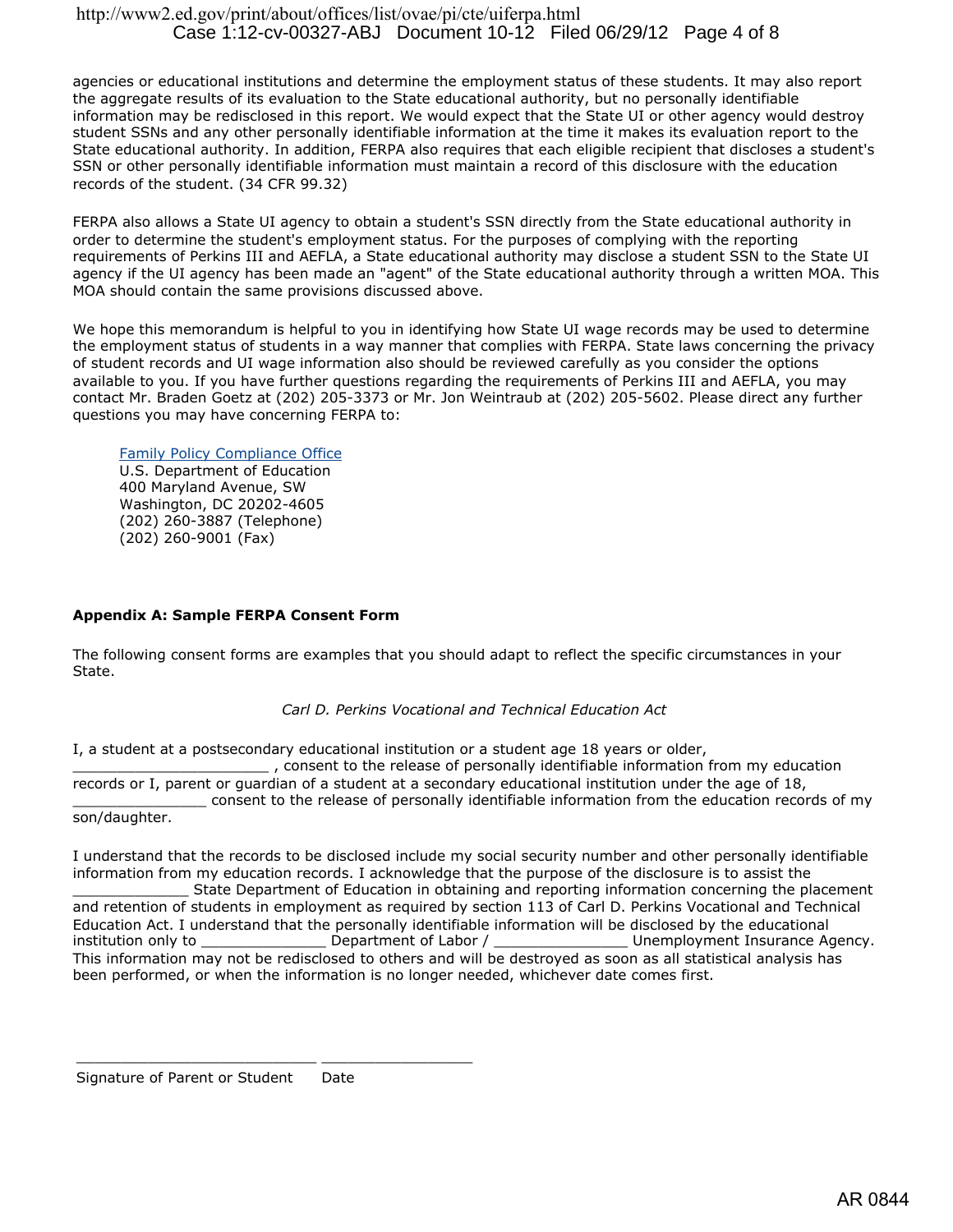agencies or educational institutions and determine the employment status of these students. It may also report the aggregate results of its evaluation to the State educational authority, but no personally identifiable information may be redisclosed in this report. We would expect that the State UI or other agency would destroy student SSNs and any other personally identifiable information at the time it makes its evaluation report to the State educational authority. In addition, FERPA also requires that each eligible recipient that discloses a student's SSN or other personally identifiable information must maintain a record of this disclosure with the education records of the student. (34 CFR 99.32)

FERPA also allows a State UI agency to obtain a student's SSN directly from the State educational authority in order to determine the student's employment status. For the purposes of complying with the reporting requirements of Perkins III and AEFLA, a State educational authority may disclose a student SSN to the State UI agency if the UI agency has been made an "agent" of the State educational authority through a written MOA. This MOA should contain the same provisions discussed above.

We hope this memorandum is helpful to you in identifying how State UI wage records may be used to determine the employment status of students in a way manner that complies with FERPA. State laws concerning the privacy of student records and UI wage information also should be reviewed carefully as you consider the options available to you. If you have further questions regarding the requirements of Perkins III and AEFLA, you may contact Mr. Braden Goetz at (202) 205-3373 or Mr. Jon Weintraub at (202) 205-5602. Please direct any further questions you may have concerning FERPA to:

> Family Policy Compliance Office
> U.S. Department of Education
> 400 Maryland Avenue, SW
> Washington, DC 20202-4605
> (202) 260-3887 (Telephone)
> (202) 260-9001 (Fax)

**Appendix A: Sample FERPA Consent Form**

The following consent forms are examples that you should adapt to reflect the specific circumstances in your State.

*Carl D. Perkins Vocational and Technical Education Act*

I, a student at a postsecondary educational institution or a student age 18 years or older, ______________________ , consent to the release of personally identifiable information from my education records or I, parent or guardian of a student at a secondary educational institution under the age of 18, _______________ consent to the release of personally identifiable information from the education records of my son/daughter.

I understand that the records to be disclosed include my social security number and other personally identifiable information from my education records. I acknowledge that the purpose of the disclosure is to assist the _____________ State Department of Education in obtaining and reporting information concerning the placement and retention of students in employment as required by section 113 of Carl D. Perkins Vocational and Technical Education Act. I understand that the personally identifiable information will be disclosed by the educational institution only to ______________ Department of Labor / _______________ Unemployment Insurance Agency. This information may not be redisclosed to others and will be destroyed as soon as all statistical analysis has been performed, or when the information is no longer needed, whichever date comes first.

___________________________ _________________

Signature of Parent or Student     Date

AR 0844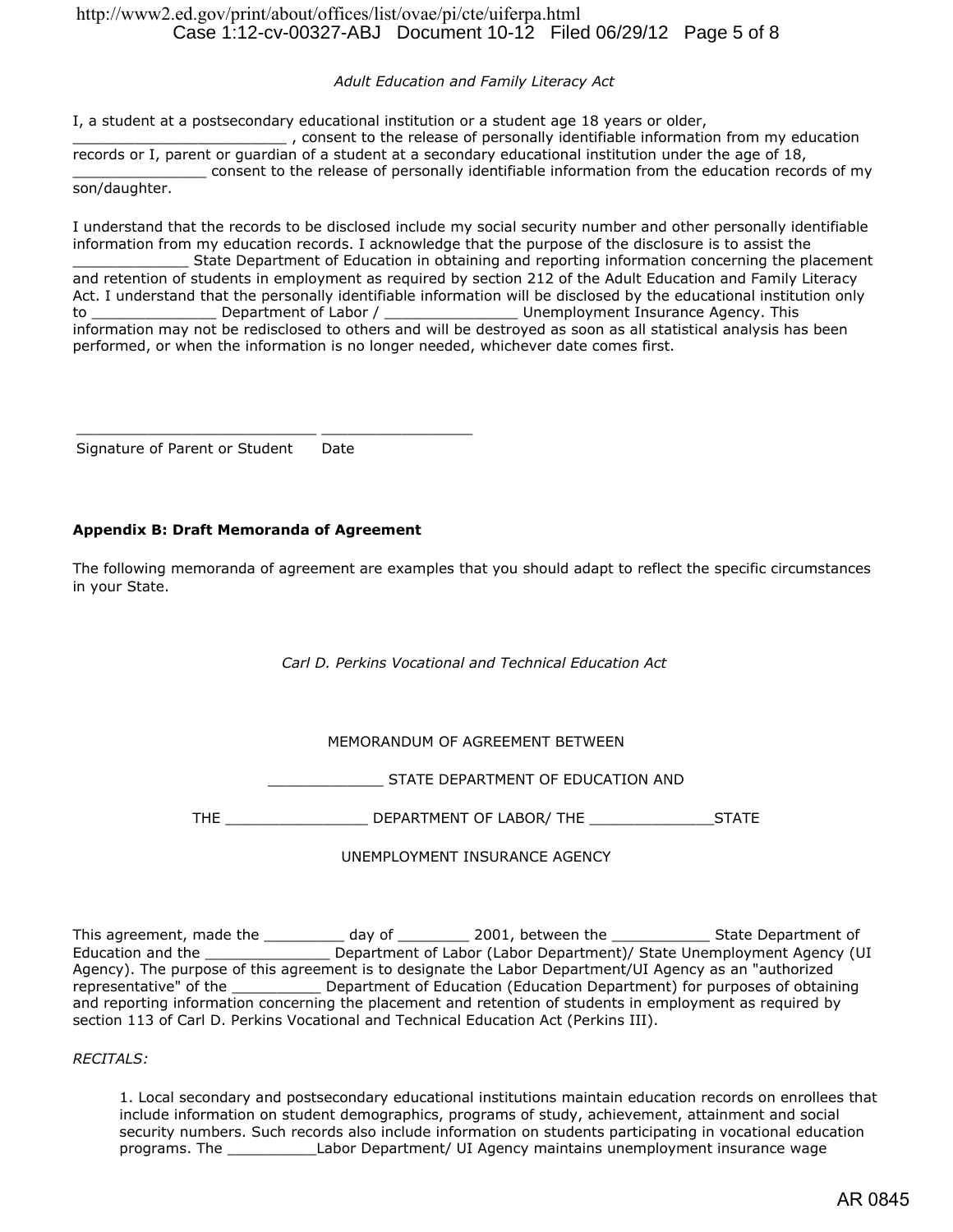*Adult Education and Family Literacy Act*

I, a student at a postsecondary educational institution or a student age 18 years or older, ________________________ , consent to the release of personally identifiable information from my education records or I, parent or guardian of a student at a secondary educational institution under the age of 18, _______________ consent to the release of personally identifiable information from the education records of my son/daughter.

I understand that the records to be disclosed include my social security number and other personally identifiable information from my education records. I acknowledge that the purpose of the disclosure is to assist the _____________ State Department of Education in obtaining and reporting information concerning the placement and retention of students in employment as required by section 212 of the Adult Education and Family Literacy Act. I understand that the personally identifiable information will be disclosed by the educational institution only to ______________ Department of Labor / _______________ Unemployment Insurance Agency. This information may not be redisclosed to others and will be destroyed as soon as all statistical analysis has been performed, or when the information is no longer needed, whichever date comes first.

___________________________ ________________

Signature of Parent or Student Date

**Appendix B: Draft Memoranda of Agreement**

The following memoranda of agreement are examples that you should adapt to reflect the specific circumstances in your State.

*Carl D. Perkins Vocational and Technical Education Act*

MEMORANDUM OF AGREEMENT BETWEEN

_____________ STATE DEPARTMENT OF EDUCATION AND

THE ________________ DEPARTMENT OF LABOR/ THE ______________STATE

UNEMPLOYMENT INSURANCE AGENCY

This agreement, made the _________ day of ________ 2001, between the ___________ State Department of Education and the ______________ Department of Labor (Labor Department)/ State Unemployment Agency (UI Agency). The purpose of this agreement is to designate the Labor Department/UI Agency as an "authorized representative" of the __________ Department of Education (Education Department) for purposes of obtaining and reporting information concerning the placement and retention of students in employment as required by section 113 of Carl D. Perkins Vocational and Technical Education Act (Perkins III).

*RECITALS:*

1. Local secondary and postsecondary educational institutions maintain education records on enrollees that include information on student demographics, programs of study, achievement, attainment and social security numbers. Such records also include information on students participating in vocational education programs. The __________Labor Department/ UI Agency maintains unemployment insurance wage

AR 0845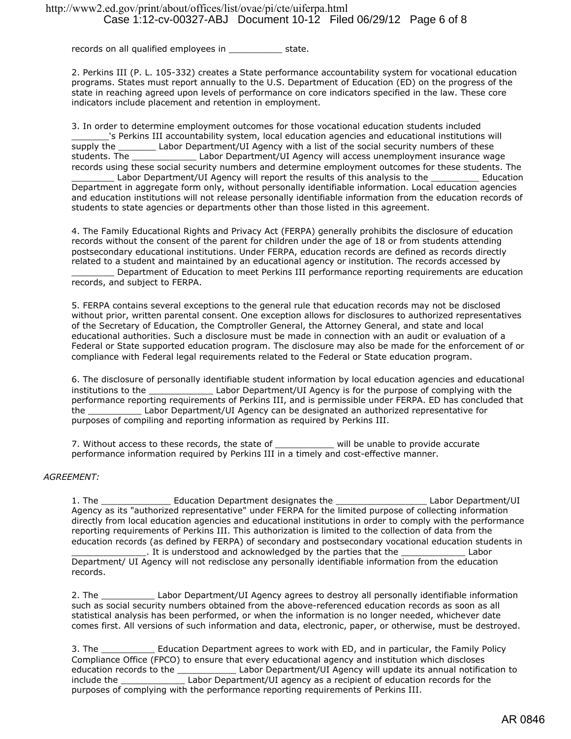records on all qualified employees in __________ state.

2. Perkins III (P. L. 105-332) creates a State performance accountability system for vocational education programs. States must report annually to the U.S. Department of Education (ED) on the progress of the state in reaching agreed upon levels of performance on core indicators specified in the law. These core indicators include placement and retention in employment.

3. In order to determine employment outcomes for those vocational education students included _______'s Perkins III accountability system, local education agencies and educational institutions will supply the _______ Labor Department/UI Agency with a list of the social security numbers of these students. The ____________ Labor Department/UI Agency will access unemployment insurance wage records using these social security numbers and determine employment outcomes for these students. The ________ Labor Department/UI Agency will report the results of this analysis to the _________ Education Department in aggregate form only, without personally identifiable information. Local education agencies and education institutions will not release personally identifiable information from the education records of students to state agencies or departments other than those listed in this agreement.

4. The Family Educational Rights and Privacy Act (FERPA) generally prohibits the disclosure of education records without the consent of the parent for children under the age of 18 or from students attending postsecondary educational institutions. Under FERPA, education records are defined as records directly related to a student and maintained by an educational agency or institution. The records accessed by ________ Department of Education to meet Perkins III performance reporting requirements are education records, and subject to FERPA.

5. FERPA contains several exceptions to the general rule that education records may not be disclosed without prior, written parental consent. One exception allows for disclosures to authorized representatives of the Secretary of Education, the Comptroller General, the Attorney General, and state and local educational authorities. Such a disclosure must be made in connection with an audit or evaluation of a Federal or State supported education program. The disclosure may also be made for the enforcement of or compliance with Federal legal requirements related to the Federal or State education program.

6. The disclosure of personally identifiable student information by local education agencies and educational institutions to the ____________ Labor Department/UI Agency is for the purpose of complying with the performance reporting requirements of Perkins III, and is permissible under FERPA. ED has concluded that the __________ Labor Department/UI Agency can be designated an authorized representative for purposes of compiling and reporting information as required by Perkins III.

7. Without access to these records, the state of ___________ will be unable to provide accurate performance information required by Perkins III in a timely and cost-effective manner.

*AGREEMENT:*

1. The _____________ Education Department designates the _________________ Labor Department/UI Agency as its "authorized representative" under FERPA for the limited purpose of collecting information directly from local education agencies and educational institutions in order to comply with the performance reporting requirements of Perkins III. This authorization is limited to the collection of data from the education records (as defined by FERPA) of secondary and postsecondary vocational education students in ______________. It is understood and acknowledged by the parties that the ____________ Labor Department/ UI Agency will not redisclose any personally identifiable information from the education records.

2. The __________ Labor Department/UI Agency agrees to destroy all personally identifiable information such as social security numbers obtained from the above-referenced education records as soon as all statistical analysis has been performed, or when the information is no longer needed, whichever date comes first. All versions of such information and data, electronic, paper, or otherwise, must be destroyed.

3. The __________ Education Department agrees to work with ED, and in particular, the Family Policy Compliance Office (FPCO) to ensure that every educational agency and institution which discloses education records to the ___________ Labor Department/UI Agency will update its annual notification to include the ____________ Labor Department/UI agency as a recipient of education records for the purposes of complying with the performance reporting requirements of Perkins III.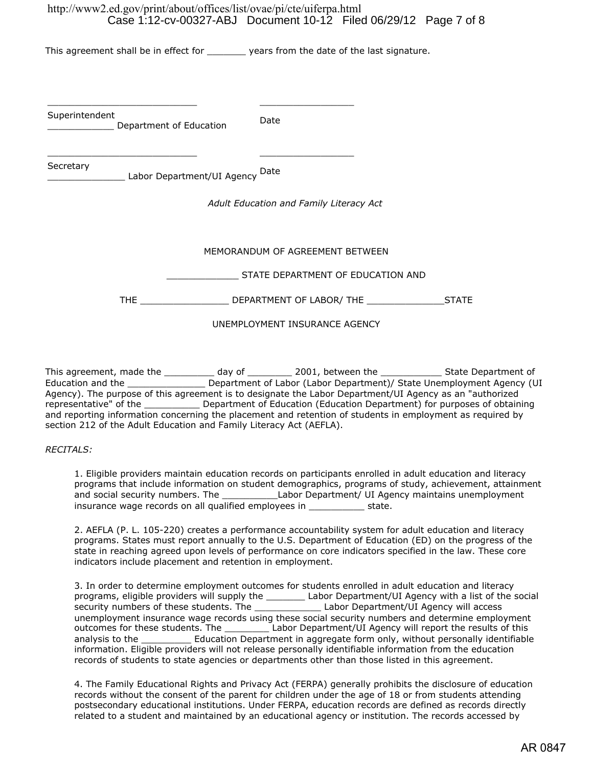This agreement shall be in effect for _______ years from the date of the last signature.

___________________________ _________________

Superintendent
____________ Department of Education Date

___________________________ _________________

Secretary
______________ Labor Department/UI Agency Date

*Adult Education and Family Literacy Act*

MEMORANDUM OF AGREEMENT BETWEEN

_____________ STATE DEPARTMENT OF EDUCATION AND

THE ________________ DEPARTMENT OF LABOR/ THE ______________STATE

UNEMPLOYMENT INSURANCE AGENCY

This agreement, made the _________ day of ________ 2001, between the ___________ State Department of Education and the ______________ Department of Labor (Labor Department)/ State Unemployment Agency (UI Agency). The purpose of this agreement is to designate the Labor Department/UI Agency as an "authorized representative" of the __________ Department of Education (Education Department) for purposes of obtaining and reporting information concerning the placement and retention of students in employment as required by section 212 of the Adult Education and Family Literacy Act (AEFLA).

*RECITALS:*

1. Eligible providers maintain education records on participants enrolled in adult education and literacy programs that include information on student demographics, programs of study, achievement, attainment and social security numbers. The __________Labor Department/ UI Agency maintains unemployment insurance wage records on all qualified employees in __________ state.

2. AEFLA (P. L. 105-220) creates a performance accountability system for adult education and literacy programs. States must report annually to the U.S. Department of Education (ED) on the progress of the state in reaching agreed upon levels of performance on core indicators specified in the law. These core indicators include placement and retention in employment.

3. In order to determine employment outcomes for students enrolled in adult education and literacy programs, eligible providers will supply the _______ Labor Department/UI Agency with a list of the social security numbers of these students. The ____________ Labor Department/UI Agency will access unemployment insurance wage records using these social security numbers and determine employment outcomes for these students. The ________ Labor Department/UI Agency will report the results of this analysis to the _________ Education Department in aggregate form only, without personally identifiable information. Eligible providers will not release personally identifiable information from the education records of students to state agencies or departments other than those listed in this agreement.

4. The Family Educational Rights and Privacy Act (FERPA) generally prohibits the disclosure of education records without the consent of the parent for children under the age of 18 or from students attending postsecondary educational institutions. Under FERPA, education records are defined as records directly related to a student and maintained by an educational agency or institution. The records accessed by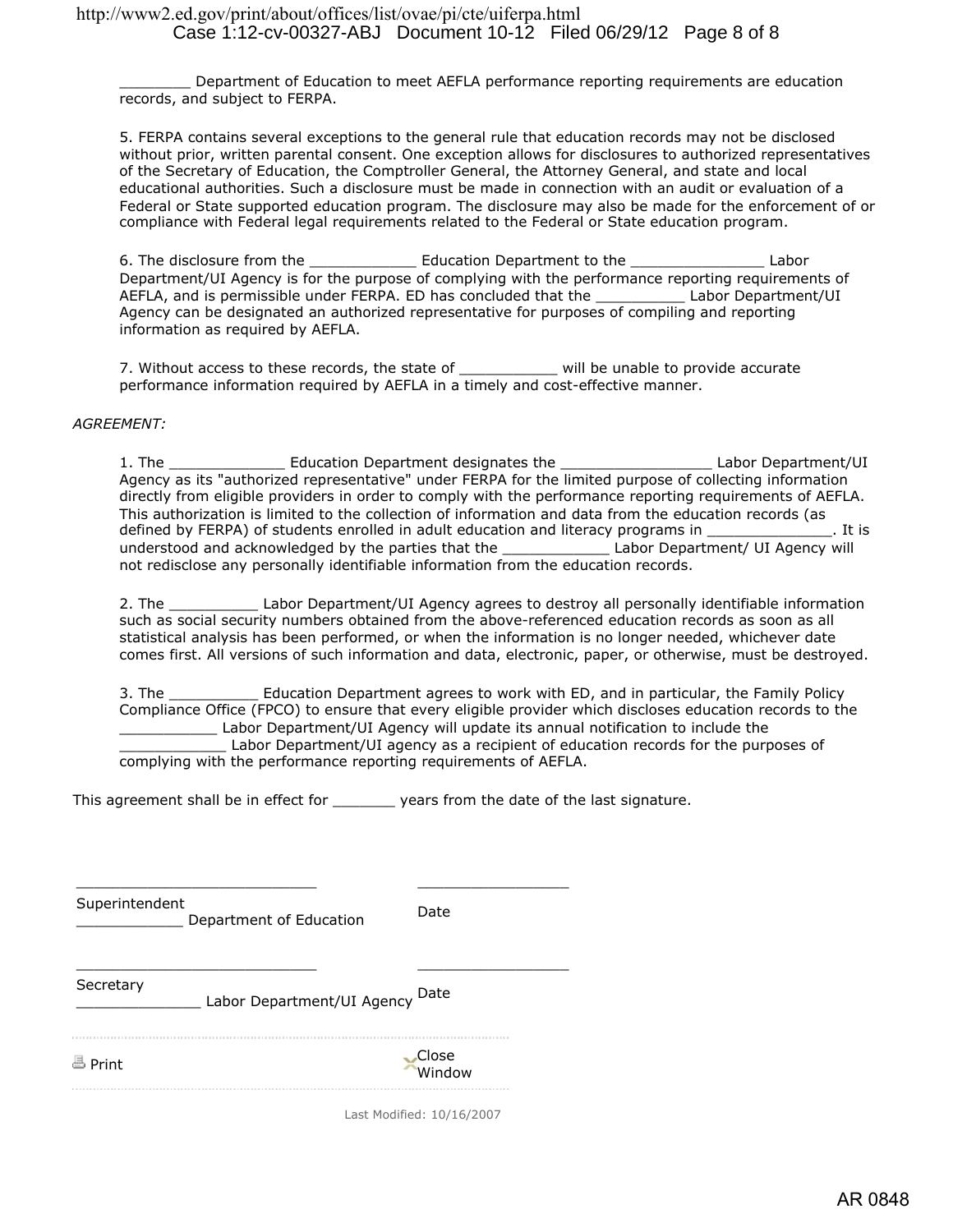________ Department of Education to meet AEFLA performance reporting requirements are education records, and subject to FERPA.

5. FERPA contains several exceptions to the general rule that education records may not be disclosed without prior, written parental consent. One exception allows for disclosures to authorized representatives of the Secretary of Education, the Comptroller General, the Attorney General, and state and local educational authorities. Such a disclosure must be made in connection with an audit or evaluation of a Federal or State supported education program. The disclosure may also be made for the enforcement of or compliance with Federal legal requirements related to the Federal or State education program.

6. The disclosure from the ____________ Education Department to the _______________ Labor Department/UI Agency is for the purpose of complying with the performance reporting requirements of AEFLA, and is permissible under FERPA. ED has concluded that the __________ Labor Department/UI Agency can be designated an authorized representative for purposes of compiling and reporting information as required by AEFLA.

7. Without access to these records, the state of ___________ will be unable to provide accurate performance information required by AEFLA in a timely and cost-effective manner.

*AGREEMENT:*

1. The _____________ Education Department designates the _________________ Labor Department/UI Agency as its "authorized representative" under FERPA for the limited purpose of collecting information directly from eligible providers in order to comply with the performance reporting requirements of AEFLA. This authorization is limited to the collection of information and data from the education records (as defined by FERPA) of students enrolled in adult education and literacy programs in ______________. It is understood and acknowledged by the parties that the ____________ Labor Department/ UI Agency will not redisclose any personally identifiable information from the education records.

2. The __________ Labor Department/UI Agency agrees to destroy all personally identifiable information such as social security numbers obtained from the above-referenced education records as soon as all statistical analysis has been performed, or when the information is no longer needed, whichever date comes first. All versions of such information and data, electronic, paper, or otherwise, must be destroyed.

3. The __________ Education Department agrees to work with ED, and in particular, the Family Policy Compliance Office (FPCO) to ensure that every eligible provider which discloses education records to the ___________ Labor Department/UI Agency will update its annual notification to include the ____________ Labor Department/UI agency as a recipient of education records for the purposes of complying with the performance reporting requirements of AEFLA.

This agreement shall be in effect for _______ years from the date of the last signature.

___________________________ _________________

Superintendent
____________ Department of Education Date

___________________________ _________________

Secretary
______________ Labor Department/UI Agency Date

Print Close Window

Last Modified: 10/16/2007

AR 0848